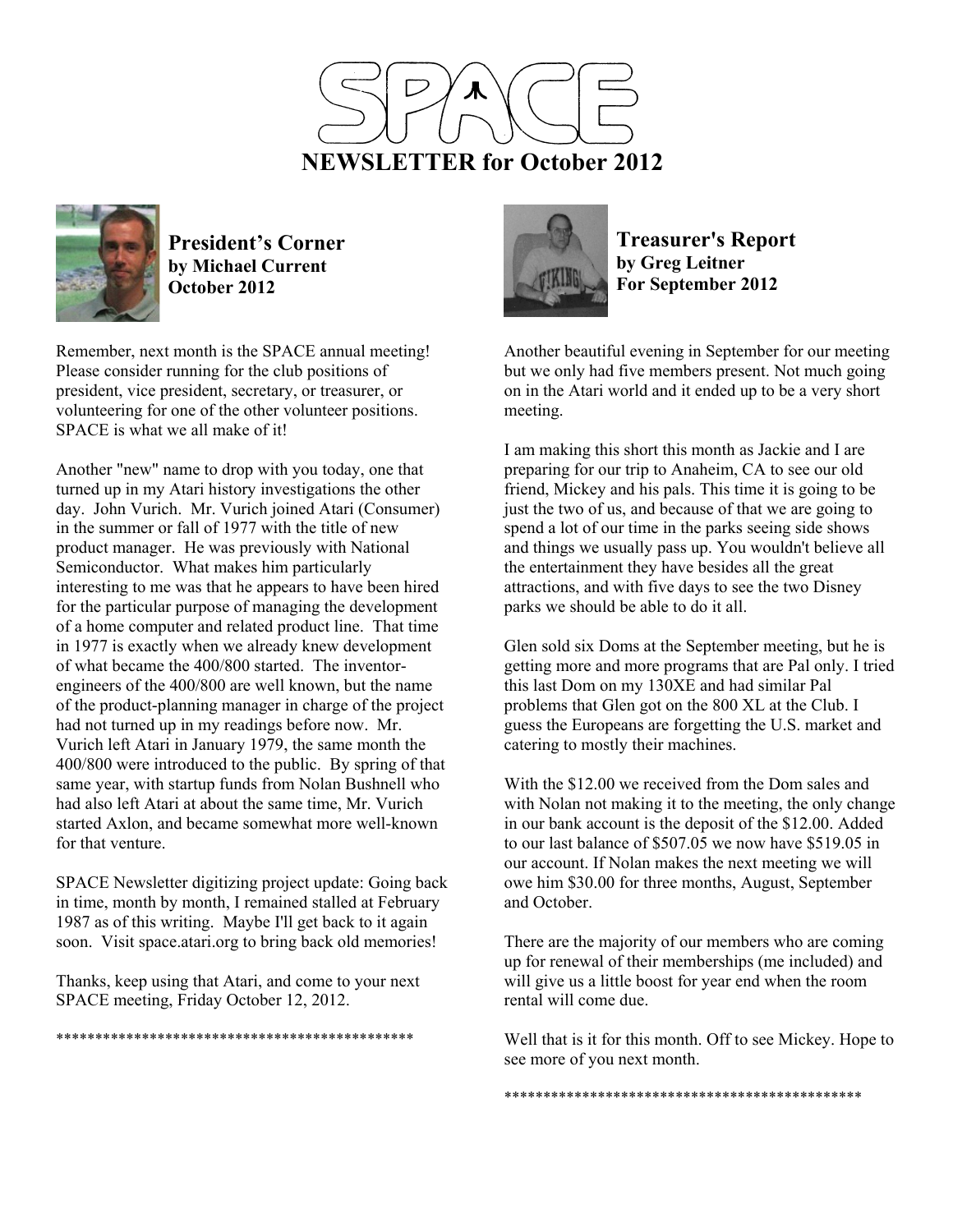# SPACE

## NEWSLETTER for October 2012

### President's Corner

**by Michael Current**
**October 2012**

Remember, next month is the SPACE annual meeting! Please consider running for the club positions of president, vice president, secretary, or treasurer, or volunteering for one of the other volunteer positions. SPACE is what we all make of it!

Another "new" name to drop with you today, one that turned up in my Atari history investigations the other day. John Vurich. Mr. Vurich joined Atari (Consumer) in the summer or fall of 1977 with the title of new product manager. He was previously with National Semiconductor. What makes him particularly interesting to me was that he appears to have been hired for the particular purpose of managing the development of a home computer and related product line. That time in 1977 is exactly when we already knew development of what became the 400/800 started. The inventor-engineers of the 400/800 are well known, but the name of the product-planning manager in charge of the project had not turned up in my readings before now. Mr. Vurich left Atari in January 1979, the same month the 400/800 were introduced to the public. By spring of that same year, with startup funds from Nolan Bushnell who had also left Atari at about the same time, Mr. Vurich started Axlon, and became somewhat more well-known for that venture.

SPACE Newsletter digitizing project update: Going back in time, month by month, I remained stalled at February 1987 as of this writing. Maybe I'll get back to it again soon. Visit space.atari.org to bring back old memories!

Thanks, keep using that Atari, and come to your next SPACE meeting, Friday October 12, 2012.

\*\*\*\*\*\*\*\*\*\*\*\*\*\*\*\*\*\*\*\*\*\*\*\*\*\*\*\*\*\*\*\*\*\*\*\*\*\*\*\*\*\*\*\*\*\*\*

### Treasurer's Report

**by Greg Leitner**
**For September 2012**

Another beautiful evening in September for our meeting but we only had five members present. Not much going on in the Atari world and it ended up to be a very short meeting.

I am making this short this month as Jackie and I are preparing for our trip to Anaheim, CA to see our old friend, Mickey and his pals. This time it is going to be just the two of us, and because of that we are going to spend a lot of our time in the parks seeing side shows and things we usually pass up. You wouldn't believe all the entertainment they have besides all the great attractions, and with five days to see the two Disney parks we should be able to do it all.

Glen sold six Doms at the September meeting, but he is getting more and more programs that are Pal only. I tried this last Dom on my 130XE and had similar Pal problems that Glen got on the 800 XL at the Club. I guess the Europeans are forgetting the U.S. market and catering to mostly their machines.

With the $12.00 we received from the Dom sales and with Nolan not making it to the meeting, the only change in our bank account is the deposit of the $12.00. Added to our last balance of $507.05 we now have $519.05 in our account. If Nolan makes the next meeting we will owe him $30.00 for three months, August, September and October.

There are the majority of our members who are coming up for renewal of their memberships (me included) and will give us a little boost for year end when the room rental will come due.

Well that is it for this month. Off to see Mickey. Hope to see more of you next month.

\*\*\*\*\*\*\*\*\*\*\*\*\*\*\*\*\*\*\*\*\*\*\*\*\*\*\*\*\*\*\*\*\*\*\*\*\*\*\*\*\*\*\*\*\*\*\*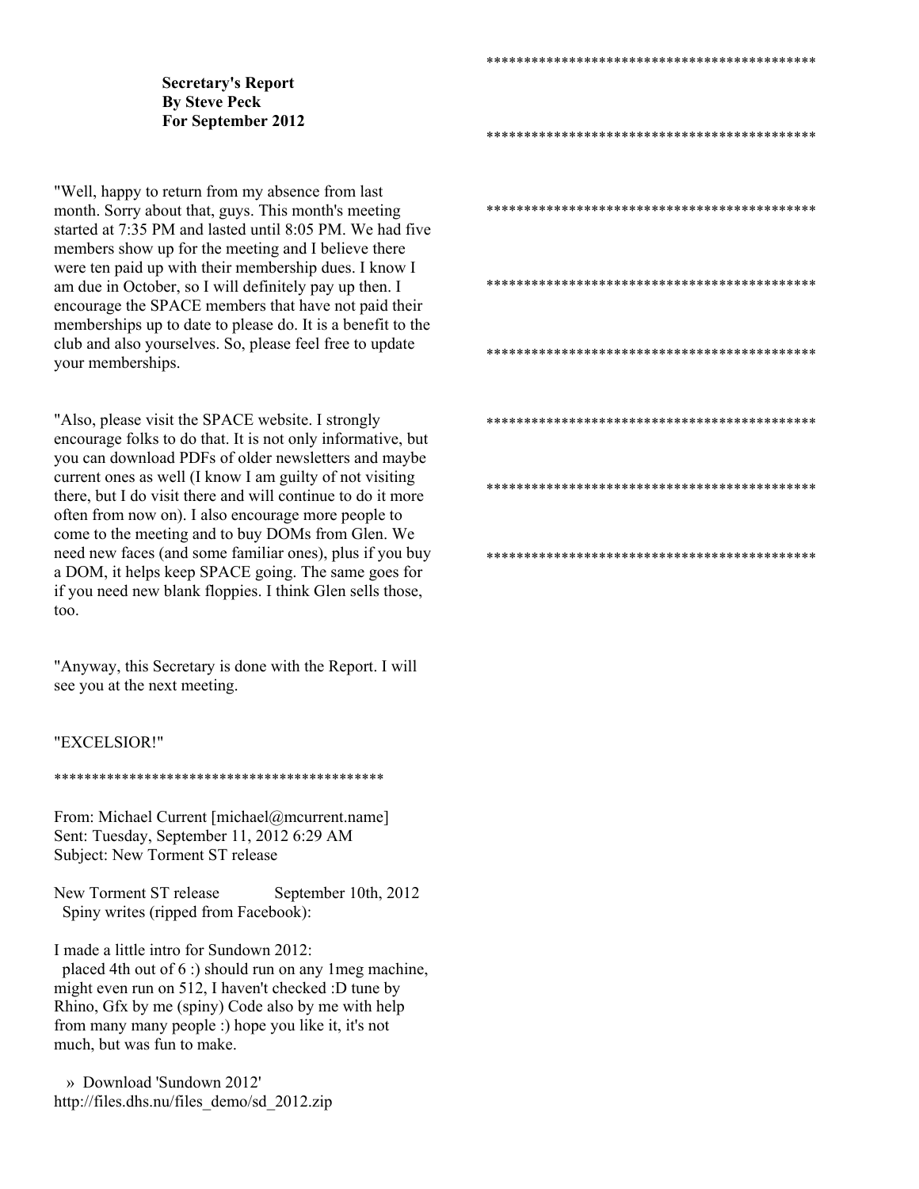**Secretary's Report**
**By Steve Peck**
**For September 2012**

"Well, happy to return from my absence from last month. Sorry about that, guys. This month's meeting started at 7:35 PM and lasted until 8:05 PM. We had five members show up for the meeting and I believe there were ten paid up with their membership dues. I know I am due in October, so I will definitely pay up then. I encourage the SPACE members that have not paid their memberships up to date to please do. It is a benefit to the club and also yourselves. So, please feel free to update your memberships.

"Also, please visit the SPACE website. I strongly encourage folks to do that. It is not only informative, but you can download PDFs of older newsletters and maybe current ones as well (I know I am guilty of not visiting there, but I do visit there and will continue to do it more often from now on). I also encourage more people to come to the meeting and to buy DOMs from Glen. We need new faces (and some familiar ones), plus if you buy a DOM, it helps keep SPACE going. The same goes for if you need new blank floppies. I think Glen sells those, too.

"Anyway, this Secretary is done with the Report. I will see you at the next meeting.

"EXCELSIOR!"

********************************************

From: Michael Current [michael@mcurrent.name]
Sent: Tuesday, September 11, 2012 6:29 AM
Subject: New Torment ST release

New Torment ST release September 10th, 2012
Spiny writes (ripped from Facebook):

I made a little intro for Sundown 2012:
placed 4th out of 6 :) should run on any 1meg machine, might even run on 512, I haven't checked :D tune by Rhino, Gfx by me (spiny) Code also by me with help from many many people :) hope you like it, it's not much, but was fun to make.

» Download 'Sundown 2012'
http://files.dhs.nu/files_demo/sd_2012.zip

********************************************

********************************************

********************************************

********************************************

********************************************

********************************************

********************************************

********************************************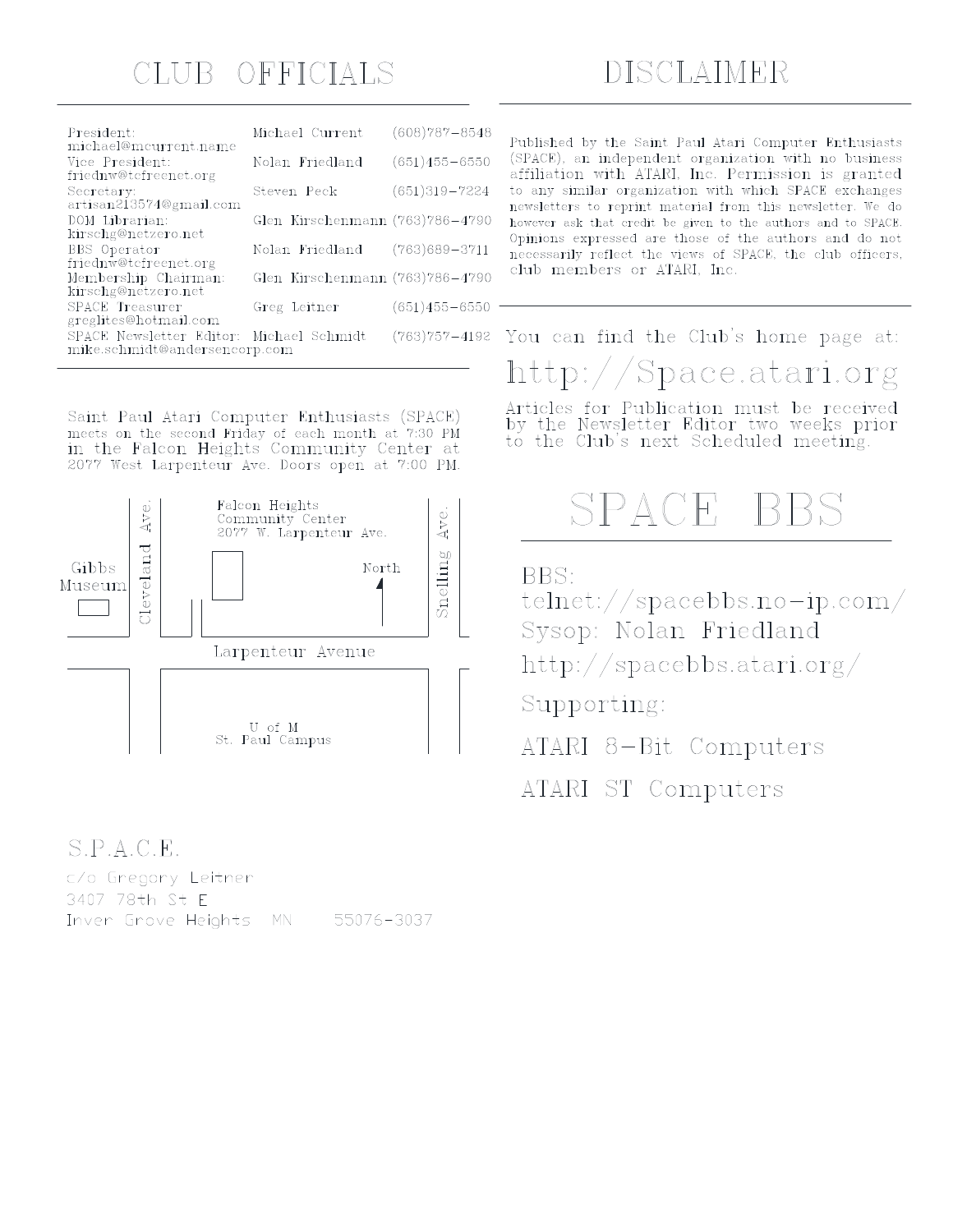# CLUB OFFICIALS

| | | |
|---|---|---|
| President: michael@mcurrent.name | Michael Current | (608)787-8548 |
| Vice President: friednw@tcfreenet.org | Nolan Friedland | (651)455-6550 |
| Secretary: artisan213574@gmail.com | Steven Peck | (651)319-7224 |
| DOM Librarian: kirschg@netzero.net | Glen Kirschenmann | (763)786-4790 |
| BBS Operator friednw@tcfreenet.org | Nolan Friedland | (763)689-3711 |
| Membership Chairman: kirschg@netzero.net | Glen Kirschenmann | (763)786-4790 |
| SPACE Treasurer greglites@hotmail.com | Greg Leitner | (651)455-6550 |
| SPACE Newsletter Editor: mike.schmidt@andersencorp.com | Michael Schmidt | (763)757-4192 |

Saint Paul Atari Computer Enthusiasts (SPACE) meets on the second Friday of each month at 7:30 PM in the Falcon Heights Community Center at 2077 West Larpenteur Ave. Doors open at 7:00 PM.

Falcon Heights Community Center
2077 W. Larpenteur Ave.
Gibbs Museum
Cleveland Ave.
Snelling Ave.
North
Larpenteur Avenue
U of M
St. Paul Campus

# DISCLAIMER

Published by the Saint Paul Atari Computer Enthusiasts (SPACE), an independent organization with no business affiliation with ATARI, Inc. Permission is granted to any similar organization with which SPACE exchanges newsletters to reprint material from this newsletter. We do however ask that credit be given to the authors and to SPACE. Opinions expressed are those of the authors and do not necessarily reflect the views of SPACE, the club officers, club members or ATARI, Inc.

You can find the Club's home page at:

http://Space.atari.org

Articles for Publication must be received by the Newsletter Editor two weeks prior to the Club's next Scheduled meeting.

# SPACE BBS

BBS: telnet://spacebbs.no-ip.com/

Sysop: Nolan Friedland

http://spacebbs.atari.org/

Supporting:

ATARI 8-Bit Computers

ATARI ST Computers

S.P.A.C.E.
c/o Gregory Leitner
3407 78th St E
Inver Grove Heights MN 55076-3037